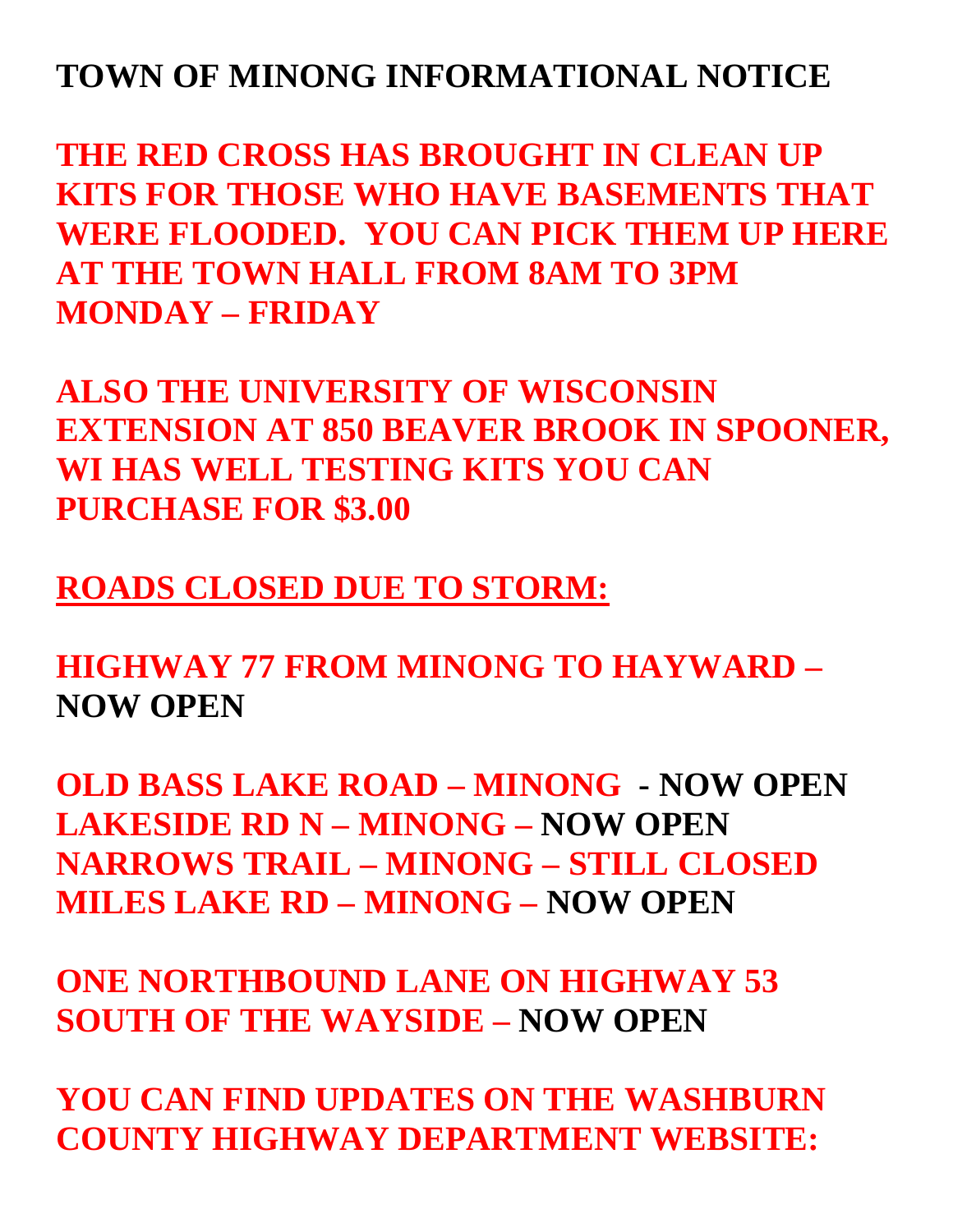# TOWN OF MINONG INFORMATIONAL NOTICE

**THE RED CROSS HAS BROUGHT IN CLEAN UP KITS FOR THOSE WHO HAVE BASEMENTS THAT WERE FLOODED. YOU CAN PICK THEM UP HERE AT THE TOWN HALL FROM 8AM TO 3PM MONDAY – FRIDAY**

**ALSO THE UNIVERSITY OF WISCONSIN EXTENSION AT 850 BEAVER BROOK IN SPOONER, WI HAS WELL TESTING KITS YOU CAN PURCHASE FOR $3.00**

## ROADS CLOSED DUE TO STORM:

**HIGHWAY 77 FROM MINONG TO HAYWARD – NOW OPEN**

**OLD BASS LAKE ROAD – MINONG - NOW OPEN**
**LAKESIDE RD N – MINONG – NOW OPEN**
**NARROWS TRAIL – MINONG – STILL CLOSED**
**MILES LAKE RD – MINONG – NOW OPEN**

**ONE NORTHBOUND LANE ON HIGHWAY 53 SOUTH OF THE WAYSIDE – NOW OPEN**

**YOU CAN FIND UPDATES ON THE WASHBURN COUNTY HIGHWAY DEPARTMENT WEBSITE:**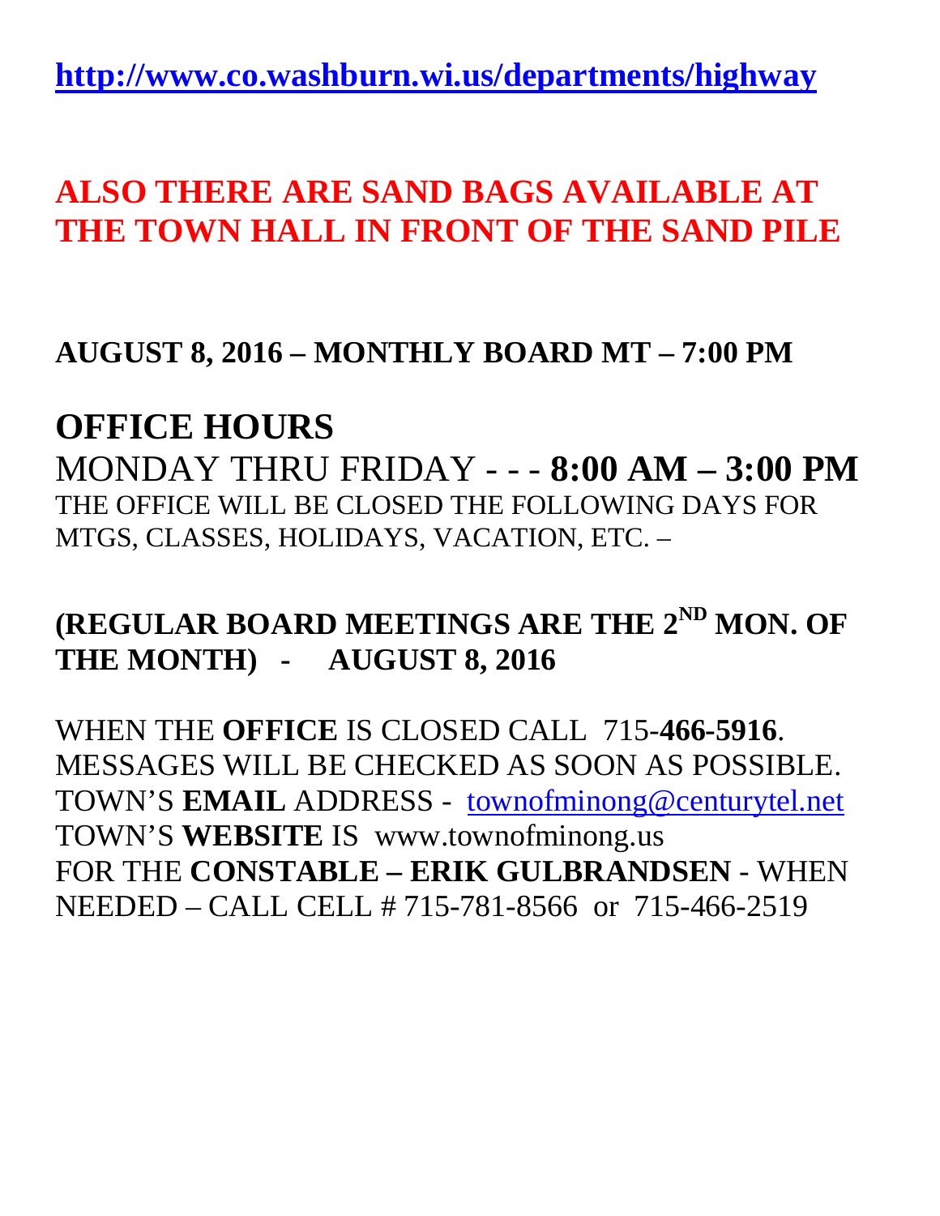**http://www.co.washburn.wi.us/departments/highway**

**ALSO THERE ARE SAND BAGS AVAILABLE AT THE TOWN HALL IN FRONT OF THE SAND PILE**

**AUGUST 8, 2016 – MONTHLY BOARD MT – 7:00 PM**

# OFFICE HOURS

MONDAY THRU FRIDAY - - - **8:00 AM – 3:00 PM**

THE OFFICE WILL BE CLOSED THE FOLLOWING DAYS FOR MTGS, CLASSES, HOLIDAYS, VACATION, ETC. –

**(REGULAR BOARD MEETINGS ARE THE 2ND MON. OF THE MONTH) - AUGUST 8, 2016**

WHEN THE **OFFICE** IS CLOSED CALL 715-**466-5916**. MESSAGES WILL BE CHECKED AS SOON AS POSSIBLE.
TOWN'S **EMAIL** ADDRESS - townofminong@centurytel.net
TOWN'S **WEBSITE** IS www.townofminong.us
FOR THE **CONSTABLE – ERIK GULBRANDSEN** - WHEN NEEDED – CALL CELL # 715-781-8566 or 715-466-2519